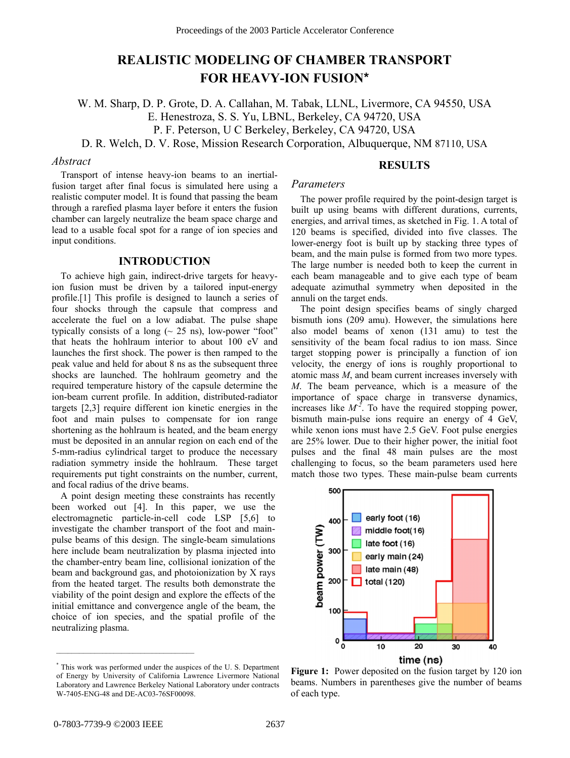# REALISTIC MODELING OF CHAMBER TRANSPORT FOR HEAVY-ION FUSION*

W. M. Sharp, D. P. Grote, D. A. Callahan, M. Tabak, LLNL, Livermore, CA 94550, USA
E. Henestroza, S. S. Yu, LBNL, Berkeley, CA 94720, USA
P. F. Peterson, U C Berkeley, Berkeley, CA 94720, USA
D. R. Welch, D. V. Rose, Mission Research Corporation, Albuquerque, NM 87110, USA

## *Abstract*

Transport of intense heavy-ion beams to an inertial-fusion target after final focus is simulated here using a realistic computer model. It is found that passing the beam through a rarefied plasma layer before it enters the fusion chamber can largely neutralize the beam space charge and lead to a usable focal spot for a range of ion species and input conditions.

## INTRODUCTION

To achieve high gain, indirect-drive targets for heavy-ion fusion must be driven by a tailored input-energy profile.[1] This profile is designed to launch a series of four shocks through the capsule that compress and accelerate the fuel on a low adiabat. The pulse shape typically consists of a long (~ 25 ns), low-power "foot" that heats the hohlraum interior to about 100 eV and launches the first shock. The power is then ramped to the peak value and held for about 8 ns as the subsequent three shocks are launched. The hohlraum geometry and the required temperature history of the capsule determine the ion-beam current profile. In addition, distributed-radiator targets [2,3] require different ion kinetic energies in the foot and main pulses to compensate for ion range shortening as the hohlraum is heated, and the beam energy must be deposited in an annular region on each end of the 5-mm-radius cylindrical target to produce the necessary radiation symmetry inside the hohlraum. These target requirements put tight constraints on the number, current, and focal radius of the drive beams.

A point design meeting these constraints has recently been worked out [4]. In this paper, we use the electromagnetic particle-in-cell code LSP [5,6] to investigate the chamber transport of the foot and main-pulse beams of this design. The single-beam simulations here include beam neutralization by plasma injected into the chamber-entry beam line, collisional ionization of the beam and background gas, and photoionization by X rays from the heated target. The results both demonstrate the viability of the point design and explore the effects of the initial emittance and convergence angle of the beam, the choice of ion species, and the spatial profile of the neutralizing plasma.

* This work was performed under the auspices of the U. S. Department of Energy by University of California Lawrence Livermore National Laboratory and Lawrence Berkeley National Laboratory under contracts W-7405-ENG-48 and DE-AC03-76SF00098.

## RESULTS

### *Parameters*

The power profile required by the point-design target is built up using beams with different durations, currents, energies, and arrival times, as sketched in Fig. 1. A total of 120 beams is specified, divided into five classes. The lower-energy foot is built up by stacking three types of beam, and the main pulse is formed from two more types. The large number is needed both to keep the current in each beam manageable and to give each type of beam adequate azimuthal symmetry when deposited in the annuli on the target ends.

The point design specifies beams of singly charged bismuth ions (209 amu). However, the simulations here also model beams of xenon (131 amu) to test the sensitivity of the beam focal radius to ion mass. Since target stopping power is principally a function of ion velocity, the energy of ions is roughly proportional to atomic mass $M$, and beam current increases inversely with $M$. The beam perveance, which is a measure of the importance of space charge in transverse dynamics, increases like $M^{-2}$. To have the required stopping power, bismuth main-pulse ions require an energy of 4 GeV, while xenon ions must have 2.5 GeV. Foot pulse energies are 25% lower. Due to their higher power, the initial foot pulses and the final 48 main pulses are the most challenging to focus, so the beam parameters used here match those two types. These main-pulse beam currents

**Figure 1:** Power deposited on the fusion target by 120 ion beams. Numbers in parentheses give the number of beams of each type.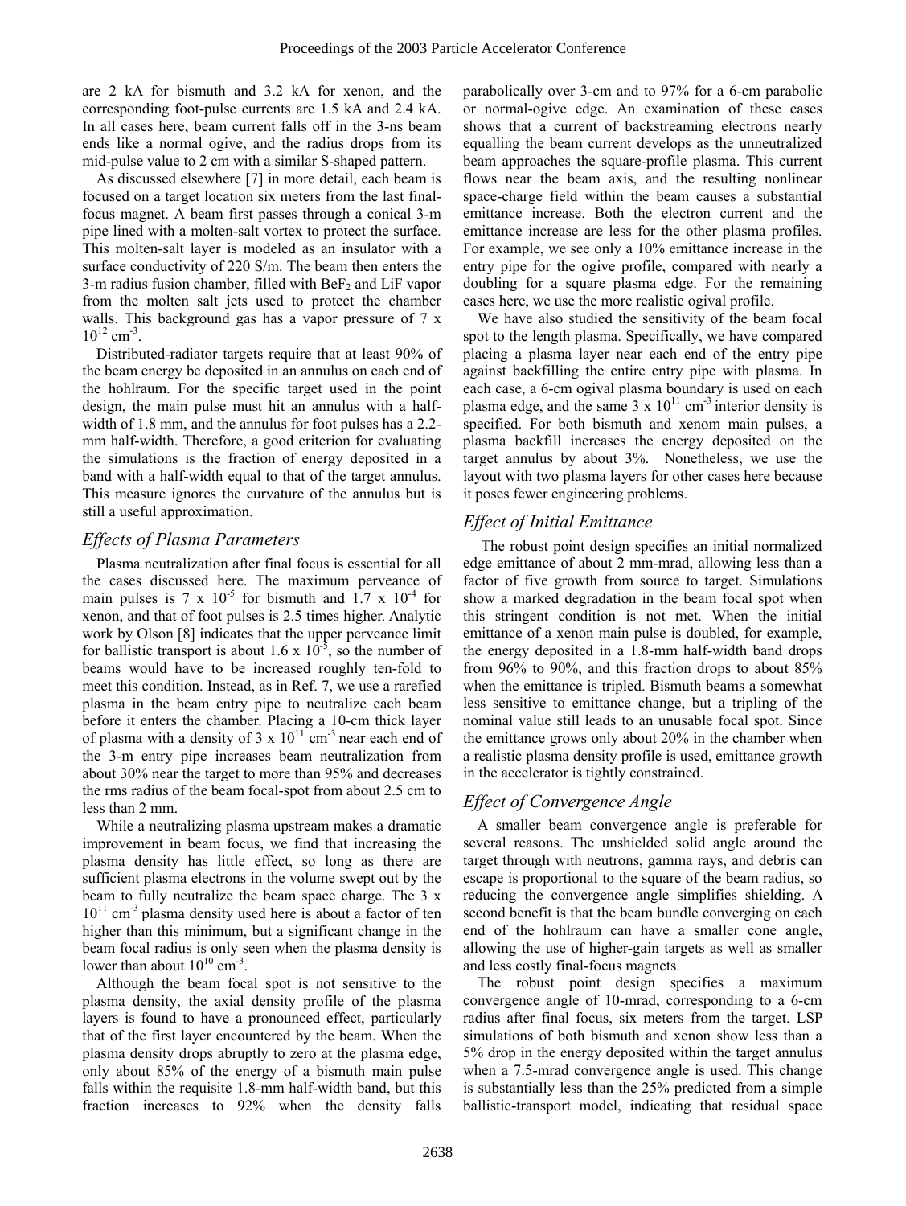are 2 kA for bismuth and 3.2 kA for xenon, and the corresponding foot-pulse currents are 1.5 kA and 2.4 kA. In all cases here, beam current falls off in the 3-ns beam ends like a normal ogive, and the radius drops from its mid-pulse value to 2 cm with a similar S-shaped pattern.

As discussed elsewhere [7] in more detail, each beam is focused on a target location six meters from the last final-focus magnet. A beam first passes through a conical 3-m pipe lined with a molten-salt vortex to protect the surface. This molten-salt layer is modeled as an insulator with a surface conductivity of 220 S/m. The beam then enters the 3-m radius fusion chamber, filled with $BeF_2$ and LiF vapor from the molten salt jets used to protect the chamber walls. This background gas has a vapor pressure of 7 x $10^{12}$ cm$^{-3}$.

Distributed-radiator targets require that at least 90% of the beam energy be deposited in an annulus on each end of the hohlraum. For the specific target used in the point design, the main pulse must hit an annulus with a half-width of 1.8 mm, and the annulus for foot pulses has a 2.2-mm half-width. Therefore, a good criterion for evaluating the simulations is the fraction of energy deposited in a band with a half-width equal to that of the target annulus. This measure ignores the curvature of the annulus but is still a useful approximation.

## *Effects of Plasma Parameters*

Plasma neutralization after final focus is essential for all the cases discussed here. The maximum perveance of main pulses is 7 x $10^{-5}$ for bismuth and 1.7 x $10^{-4}$ for xenon, and that of foot pulses is 2.5 times higher. Analytic work by Olson [8] indicates that the upper perveance limit for ballistic transport is about 1.6 x $10^{-5}$, so the number of beams would have to be increased roughly ten-fold to meet this condition. Instead, as in Ref. 7, we use a rarefied plasma in the beam entry pipe to neutralize each beam before it enters the chamber. Placing a 10-cm thick layer of plasma with a density of 3 x $10^{11}$ cm$^{-3}$ near each end of the 3-m entry pipe increases beam neutralization from about 30% near the target to more than 95% and decreases the rms radius of the beam focal-spot from about 2.5 cm to less than 2 mm.

While a neutralizing plasma upstream makes a dramatic improvement in beam focus, we find that increasing the plasma density has little effect, so long as there are sufficient plasma electrons in the volume swept out by the beam to fully neutralize the beam space charge. The 3 x $10^{11}$ cm$^{-3}$ plasma density used here is about a factor of ten higher than this minimum, but a significant change in the beam focal radius is only seen when the plasma density is lower than about $10^{10}$ cm$^{-3}$.

Although the beam focal spot is not sensitive to the plasma density, the axial density profile of the plasma layers is found to have a pronounced effect, particularly that of the first layer encountered by the beam. When the plasma density drops abruptly to zero at the plasma edge, only about 85% of the energy of a bismuth main pulse falls within the requisite 1.8-mm half-width band, but this fraction increases to 92% when the density falls parabolically over 3-cm and to 97% for a 6-cm parabolic or normal-ogive edge. An examination of these cases shows that a current of backstreaming electrons nearly equalling the beam current develops as the unneutralized beam approaches the square-profile plasma. This current flows near the beam axis, and the resulting nonlinear space-charge field within the beam causes a substantial emittance increase. Both the electron current and the emittance increase are less for the other plasma profiles. For example, we see only a 10% emittance increase in the entry pipe for the ogive profile, compared with nearly a doubling for a square plasma edge. For the remaining cases here, we use the more realistic ogival profile.

We have also studied the sensitivity of the beam focal spot to the length plasma. Specifically, we have compared placing a plasma layer near each end of the entry pipe against backfilling the entire entry pipe with plasma. In each case, a 6-cm ogival plasma boundary is used on each plasma edge, and the same 3 x $10^{11}$ cm$^{-3}$ interior density is specified. For both bismuth and xenom main pulses, a plasma backfill increases the energy deposited on the target annulus by about 3%. Nonetheless, we use the layout with two plasma layers for other cases here because it poses fewer engineering problems.

## *Effect of Initial Emittance*

The robust point design specifies an initial normalized edge emittance of about 2 mm-mrad, allowing less than a factor of five growth from source to target. Simulations show a marked degradation in the beam focal spot when this stringent condition is not met. When the initial emittance of a xenon main pulse is doubled, for example, the energy deposited in a 1.8-mm half-width band drops from 96% to 90%, and this fraction drops to about 85% when the emittance is tripled. Bismuth beams a somewhat less sensitive to emittance change, but a tripling of the nominal value still leads to an unusable focal spot. Since the emittance grows only about 20% in the chamber when a realistic plasma density profile is used, emittance growth in the accelerator is tightly constrained.

## *Effect of Convergence Angle*

A smaller beam convergence angle is preferable for several reasons. The unshielded solid angle around the target through with neutrons, gamma rays, and debris can escape is proportional to the square of the beam radius, so reducing the convergence angle simplifies shielding. A second benefit is that the beam bundle converging on each end of the hohlraum can have a smaller cone angle, allowing the use of higher-gain targets as well as smaller and less costly final-focus magnets.

The robust point design specifies a maximum convergence angle of 10-mrad, corresponding to a 6-cm radius after final focus, six meters from the target. LSP simulations of both bismuth and xenon show less than a 5% drop in the energy deposited within the target annulus when a 7.5-mrad convergence angle is used. This change is substantially less than the 25% predicted from a simple ballistic-transport model, indicating that residual space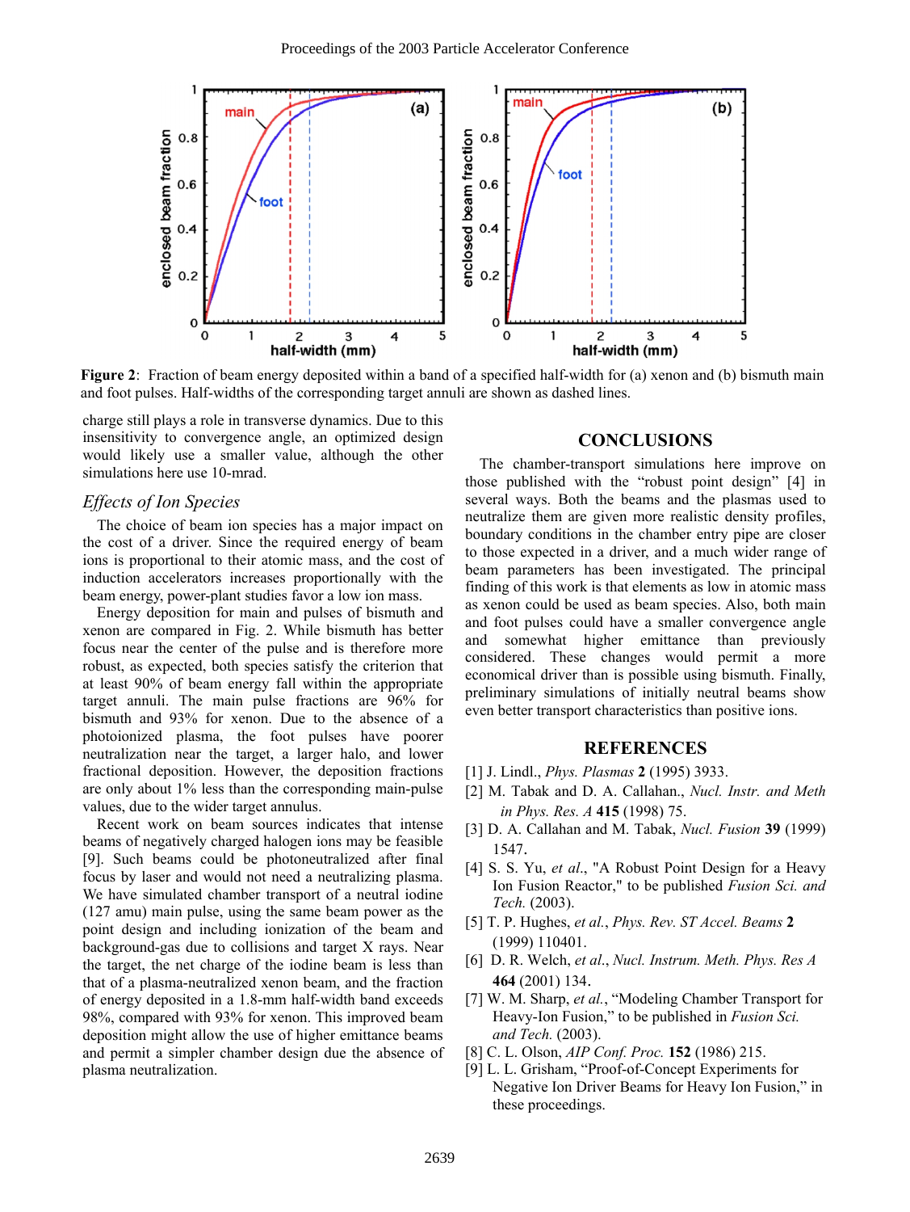(a)

main

foot

enclosed beam fraction

0 0.2 0.4 0.6 0.8 1

0 1 2 3 4 5

half-width (mm)

(b)

main

foot

enclosed beam fraction

0 0.2 0.4 0.6 0.8 1

0 1 2 3 4 5

half-width (mm)

**Figure 2**: Fraction of beam energy deposited within a band of a specified half-width for (a) xenon and (b) bismuth main and foot pulses. Half-widths of the corresponding target annuli are shown as dashed lines.

charge still plays a role in transverse dynamics. Due to this insensitivity to convergence angle, an optimized design would likely use a smaller value, although the other simulations here use 10-mrad.

### *Effects of Ion Species*

The choice of beam ion species has a major impact on the cost of a driver. Since the required energy of beam ions is proportional to their atomic mass, and the cost of induction accelerators increases proportionally with the beam energy, power-plant studies favor a low ion mass.

Energy deposition for main and pulses of bismuth and xenon are compared in Fig. 2. While bismuth has better focus near the center of the pulse and is therefore more robust, as expected, both species satisfy the criterion that at least 90% of beam energy fall within the appropriate target annuli. The main pulse fractions are 96% for bismuth and 93% for xenon. Due to the absence of a photoionized plasma, the foot pulses have poorer neutralization near the target, a larger halo, and lower fractional deposition. However, the deposition fractions are only about 1% less than the corresponding main-pulse values, due to the wider target annulus.

Recent work on beam sources indicates that intense beams of negatively charged halogen ions may be feasible [9]. Such beams could be photoneutralized after final focus by laser and would not need a neutralizing plasma. We have simulated chamber transport of a neutral iodine (127 amu) main pulse, using the same beam power as the point design and including ionization of the beam and background-gas due to collisions and target X rays. Near the target, the net charge of the iodine beam is less than that of a plasma-neutralized xenon beam, and the fraction of energy deposited in a 1.8-mm half-width band exceeds 98%, compared with 93% for xenon. This improved beam deposition might allow the use of higher emittance beams and permit a simpler chamber design due the absence of plasma neutralization.

## CONCLUSIONS

The chamber-transport simulations here improve on those published with the "robust point design" [4] in several ways. Both the beams and the plasmas used to neutralize them are given more realistic density profiles, boundary conditions in the chamber entry pipe are closer to those expected in a driver, and a much wider range of beam parameters has been investigated. The principal finding of this work is that elements as low in atomic mass as xenon could be used as beam species. Also, both main and foot pulses could have a smaller convergence angle and somewhat higher emittance than previously considered. These changes would permit a more economical driver than is possible using bismuth. Finally, preliminary simulations of initially neutral beams show even better transport characteristics than positive ions.

## REFERENCES

[1] J. Lindl., *Phys. Plasmas* **2** (1995) 3933.

[2] M. Tabak and D. A. Callahan., *Nucl. Instr. and Meth in Phys. Res. A* **415** (1998) 75.

[3] D. A. Callahan and M. Tabak, *Nucl. Fusion* **39** (1999) 1547.

[4] S. S. Yu, *et al.*, "A Robust Point Design for a Heavy Ion Fusion Reactor," to be published *Fusion Sci. and Tech.* (2003).

[5] T. P. Hughes, *et al.*, *Phys. Rev. ST Accel. Beams* **2** (1999) 110401.

[6] D. R. Welch, *et al.*, *Nucl. Instrum. Meth. Phys. Res A* **464** (2001) 134.

[7] W. M. Sharp, *et al.*, "Modeling Chamber Transport for Heavy-Ion Fusion," to be published in *Fusion Sci. and Tech.* (2003).

[8] C. L. Olson, *AIP Conf. Proc.* **152** (1986) 215.

[9] L. L. Grisham, "Proof-of-Concept Experiments for Negative Ion Driver Beams for Heavy Ion Fusion," in these proceedings.